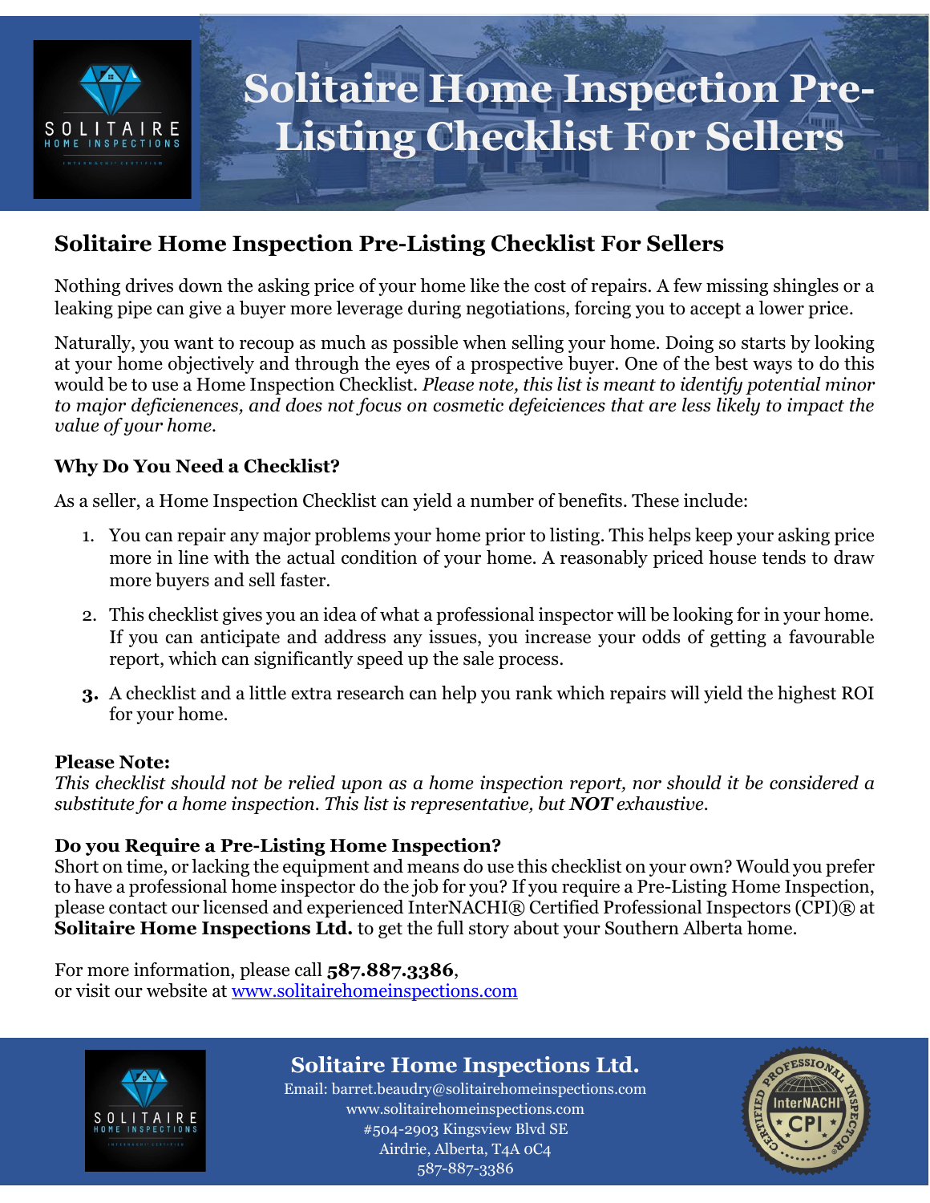# Solitaire Home Inspection Pre-Listing Checklist For Sellers

## Solitaire Home Inspection Pre-Listing Checklist For Sellers

Nothing drives down the asking price of your home like the cost of repairs. A few missing shingles or a leaking pipe can give a buyer more leverage during negotiations, forcing you to accept a lower price.

Naturally, you want to recoup as much as possible when selling your home. Doing so starts by looking at your home objectively and through the eyes of a prospective buyer. One of the best ways to do this would be to use a Home Inspection Checklist. *Please note, this list is meant to identify potential minor to major deficienences, and does not focus on cosmetic defeiciences that are less likely to impact the value of your home.*

### Why Do You Need a Checklist?

As a seller, a Home Inspection Checklist can yield a number of benefits. These include:

1. You can repair any major problems your home prior to listing. This helps keep your asking price more in line with the actual condition of your home. A reasonably priced house tends to draw more buyers and sell faster.
2. This checklist gives you an idea of what a professional inspector will be looking for in your home. If you can anticipate and address any issues, you increase your odds of getting a favourable report, which can significantly speed up the sale process.
3. A checklist and a little extra research can help you rank which repairs will yield the highest ROI for your home.

**Please Note:**
*This checklist should not be relied upon as a home inspection report, nor should it be considered a substitute for a home inspection. This list is representative, but **NOT** exhaustive.*

**Do you Require a Pre-Listing Home Inspection?**
Short on time, or lacking the equipment and means do use this checklist on your own? Would you prefer to have a professional home inspector do the job for you? If you require a Pre-Listing Home Inspection, please contact our licensed and experienced InterNACHI® Certified Professional Inspectors (CPI)® at **Solitaire Home Inspections Ltd.** to get the full story about your Southern Alberta home.

For more information, please call **587.887.3386**,
or visit our website at [www.solitairehomeinspections.com](http://www.solitairehomeinspections.com)

**Solitaire Home Inspections Ltd.**
Email: barret.beaudry@solitairehomeinspections.com
www.solitairehomeinspections.com
#504-2903 Kingsview Blvd SE
Airdrie, Alberta, T4A 0C4
587-887-3386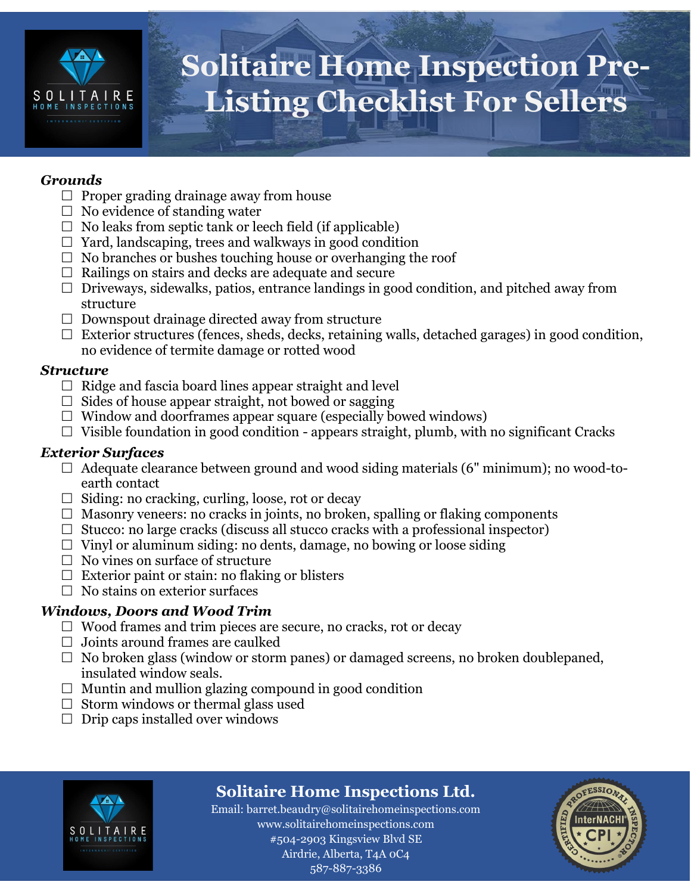# Solitaire Home Inspection Pre-Listing Checklist For Sellers

***Grounds***

- ☐ Proper grading drainage away from house
- ☐ No evidence of standing water
- ☐ No leaks from septic tank or leech field (if applicable)
- ☐ Yard, landscaping, trees and walkways in good condition
- ☐ No branches or bushes touching house or overhanging the roof
- ☐ Railings on stairs and decks are adequate and secure
- ☐ Driveways, sidewalks, patios, entrance landings in good condition, and pitched away from structure
- ☐ Downspout drainage directed away from structure
- ☐ Exterior structures (fences, sheds, decks, retaining walls, detached garages) in good condition, no evidence of termite damage or rotted wood

***Structure***

- ☐ Ridge and fascia board lines appear straight and level
- ☐ Sides of house appear straight, not bowed or sagging
- ☐ Window and doorframes appear square (especially bowed windows)
- ☐ Visible foundation in good condition - appears straight, plumb, with no significant Cracks

***Exterior Surfaces***

- ☐ Adequate clearance between ground and wood siding materials (6" minimum); no wood-to-earth contact
- ☐ Siding: no cracking, curling, loose, rot or decay
- ☐ Masonry veneers: no cracks in joints, no broken, spalling or flaking components
- ☐ Stucco: no large cracks (discuss all stucco cracks with a professional inspector)
- ☐ Vinyl or aluminum siding: no dents, damage, no bowing or loose siding
- ☐ No vines on surface of structure
- ☐ Exterior paint or stain: no flaking or blisters
- ☐ No stains on exterior surfaces

***Windows, Doors and Wood Trim***

- ☐ Wood frames and trim pieces are secure, no cracks, rot or decay
- ☐ Joints around frames are caulked
- ☐ No broken glass (window or storm panes) or damaged screens, no broken doublepaned, insulated window seals.
- ☐ Muntin and mullion glazing compound in good condition
- ☐ Storm windows or thermal glass used
- ☐ Drip caps installed over windows

**Solitaire Home Inspections Ltd.**
Email: barret.beaudry@solitairehomeinspections.com
www.solitairehomeinspections.com
#504-2903 Kingsview Blvd SE
Airdrie, Alberta, T4A 0C4
587-887-3386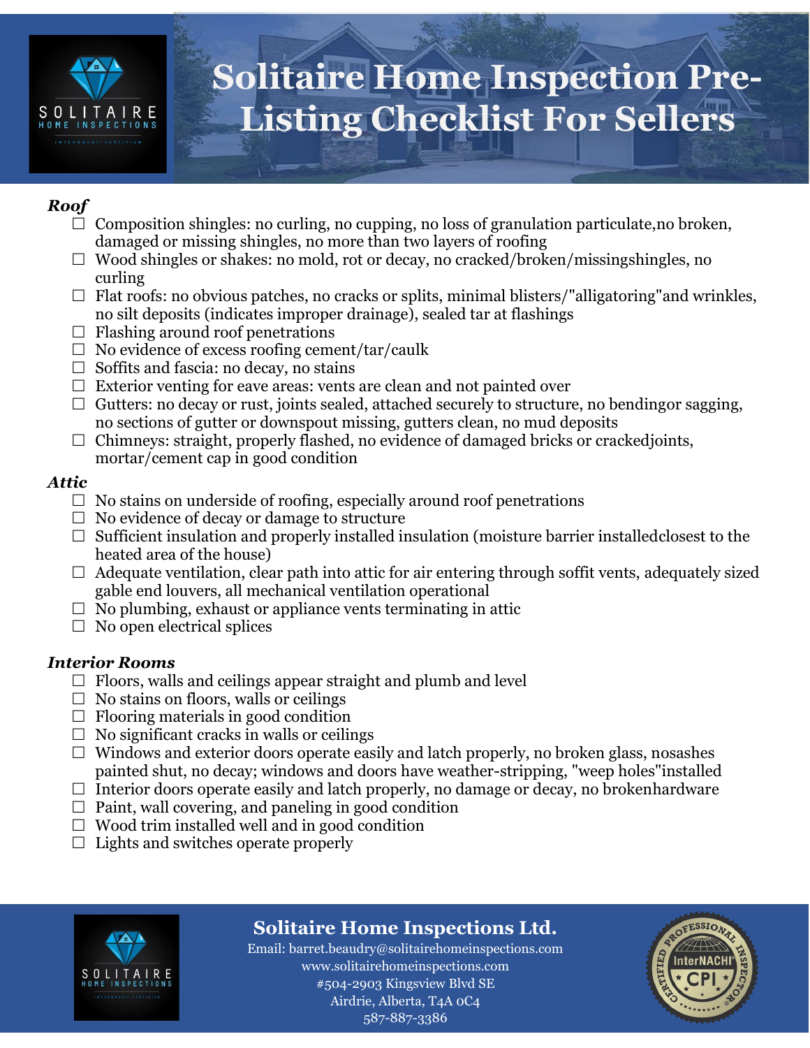# Solitaire Home Inspection Pre-Listing Checklist For Sellers

***Roof***

- ☐ Composition shingles: no curling, no cupping, no loss of granulation particulate,no broken, damaged or missing shingles, no more than two layers of roofing
- ☐ Wood shingles or shakes: no mold, rot or decay, no cracked/broken/missingshingles, no curling
- ☐ Flat roofs: no obvious patches, no cracks or splits, minimal blisters/"alligatoring"and wrinkles, no silt deposits (indicates improper drainage), sealed tar at flashings
- ☐ Flashing around roof penetrations
- ☐ No evidence of excess roofing cement/tar/caulk
- ☐ Soffits and fascia: no decay, no stains
- ☐ Exterior venting for eave areas: vents are clean and not painted over
- ☐ Gutters: no decay or rust, joints sealed, attached securely to structure, no bendingor sagging, no sections of gutter or downspout missing, gutters clean, no mud deposits
- ☐ Chimneys: straight, properly flashed, no evidence of damaged bricks or crackedjoints, mortar/cement cap in good condition

***Attic***

- ☐ No stains on underside of roofing, especially around roof penetrations
- ☐ No evidence of decay or damage to structure
- ☐ Sufficient insulation and properly installed insulation (moisture barrier installedclosest to the heated area of the house)
- ☐ Adequate ventilation, clear path into attic for air entering through soffit vents, adequately sized gable end louvers, all mechanical ventilation operational
- ☐ No plumbing, exhaust or appliance vents terminating in attic
- ☐ No open electrical splices

***Interior Rooms***

- ☐ Floors, walls and ceilings appear straight and plumb and level
- ☐ No stains on floors, walls or ceilings
- ☐ Flooring materials in good condition
- ☐ No significant cracks in walls or ceilings
- ☐ Windows and exterior doors operate easily and latch properly, no broken glass, nosashes painted shut, no decay; windows and doors have weather-stripping, "weep holes"installed
- ☐ Interior doors operate easily and latch properly, no damage or decay, no brokenhardware
- ☐ Paint, wall covering, and paneling in good condition
- ☐ Wood trim installed well and in good condition
- ☐ Lights and switches operate properly

**Solitaire Home Inspections Ltd.**
Email: barret.beaudry@solitairehomeinspections.com
www.solitairehomeinspections.com
#504-2903 Kingsview Blvd SE
Airdrie, Alberta, T4A 0C4
587-887-3386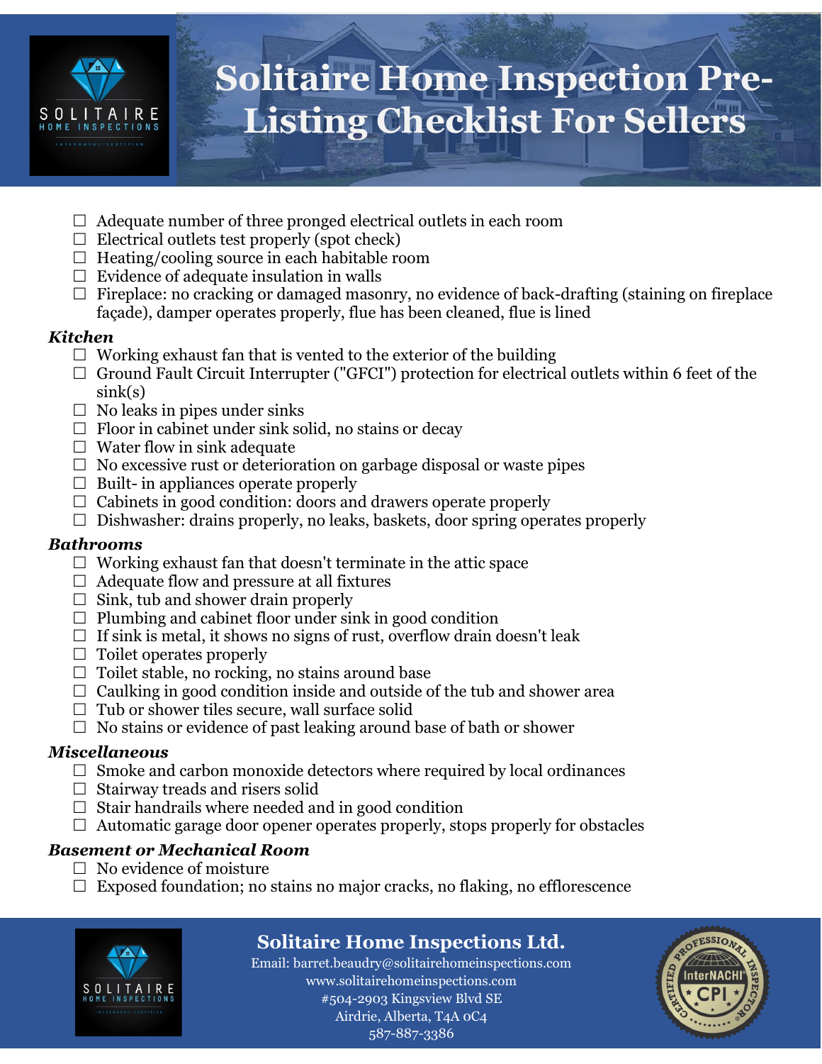# Solitaire Home Inspection Pre-Listing Checklist For Sellers

- ☐ Adequate number of three pronged electrical outlets in each room
- ☐ Electrical outlets test properly (spot check)
- ☐ Heating/cooling source in each habitable room
- ☐ Evidence of adequate insulation in walls
- ☐ Fireplace: no cracking or damaged masonry, no evidence of back-drafting (staining on fireplace façade), damper operates properly, flue has been cleaned, flue is lined

***Kitchen***

- ☐ Working exhaust fan that is vented to the exterior of the building
- ☐ Ground Fault Circuit Interrupter ("GFCI") protection for electrical outlets within 6 feet of the sink(s)
- ☐ No leaks in pipes under sinks
- ☐ Floor in cabinet under sink solid, no stains or decay
- ☐ Water flow in sink adequate
- ☐ No excessive rust or deterioration on garbage disposal or waste pipes
- ☐ Built- in appliances operate properly
- ☐ Cabinets in good condition: doors and drawers operate properly
- ☐ Dishwasher: drains properly, no leaks, baskets, door spring operates properly

***Bathrooms***

- ☐ Working exhaust fan that doesn't terminate in the attic space
- ☐ Adequate flow and pressure at all fixtures
- ☐ Sink, tub and shower drain properly
- ☐ Plumbing and cabinet floor under sink in good condition
- ☐ If sink is metal, it shows no signs of rust, overflow drain doesn't leak
- ☐ Toilet operates properly
- ☐ Toilet stable, no rocking, no stains around base
- ☐ Caulking in good condition inside and outside of the tub and shower area
- ☐ Tub or shower tiles secure, wall surface solid
- ☐ No stains or evidence of past leaking around base of bath or shower

***Miscellaneous***

- ☐ Smoke and carbon monoxide detectors where required by local ordinances
- ☐ Stairway treads and risers solid
- ☐ Stair handrails where needed and in good condition
- ☐ Automatic garage door opener operates properly, stops properly for obstacles

***Basement or Mechanical Room***

- ☐ No evidence of moisture
- ☐ Exposed foundation; no stains no major cracks, no flaking, no efflorescence

**Solitaire Home Inspections Ltd.**
Email: barret.beaudry@solitairehomeinspections.com
www.solitairehomeinspections.com
#504-2903 Kingsview Blvd SE
Airdrie, Alberta, T4A 0C4
587-887-3386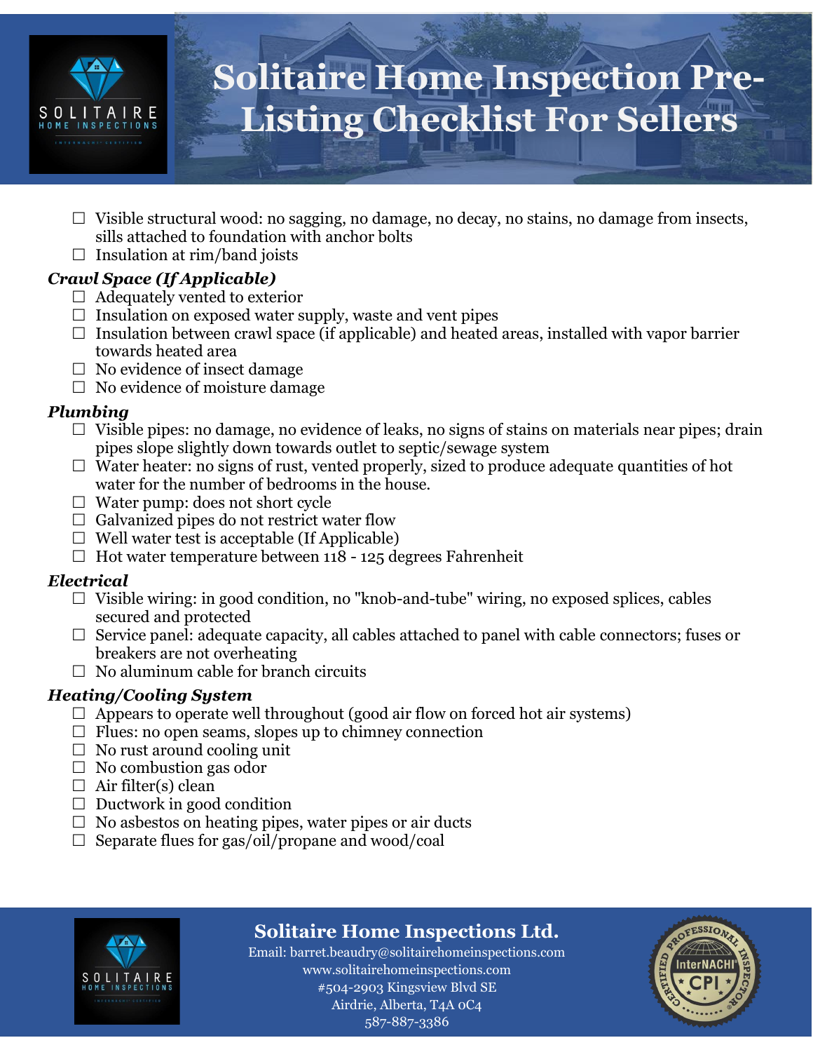# Solitaire Home Inspection Pre-Listing Checklist For Sellers

- ☐ Visible structural wood: no sagging, no damage, no decay, no stains, no damage from insects, sills attached to foundation with anchor bolts
- ☐ Insulation at rim/band joists

### *Crawl Space (If Applicable)*

- ☐ Adequately vented to exterior
- ☐ Insulation on exposed water supply, waste and vent pipes
- ☐ Insulation between crawl space (if applicable) and heated areas, installed with vapor barrier towards heated area
- ☐ No evidence of insect damage
- ☐ No evidence of moisture damage

### *Plumbing*

- ☐ Visible pipes: no damage, no evidence of leaks, no signs of stains on materials near pipes; drain pipes slope slightly down towards outlet to septic/sewage system
- ☐ Water heater: no signs of rust, vented properly, sized to produce adequate quantities of hot water for the number of bedrooms in the house.
- ☐ Water pump: does not short cycle
- ☐ Galvanized pipes do not restrict water flow
- ☐ Well water test is acceptable (If Applicable)
- ☐ Hot water temperature between 118 - 125 degrees Fahrenheit

### *Electrical*

- ☐ Visible wiring: in good condition, no "knob-and-tube" wiring, no exposed splices, cables secured and protected
- ☐ Service panel: adequate capacity, all cables attached to panel with cable connectors; fuses or breakers are not overheating
- ☐ No aluminum cable for branch circuits

### *Heating/Cooling System*

- ☐ Appears to operate well throughout (good air flow on forced hot air systems)
- ☐ Flues: no open seams, slopes up to chimney connection
- ☐ No rust around cooling unit
- ☐ No combustion gas odor
- ☐ Air filter(s) clean
- ☐ Ductwork in good condition
- ☐ No asbestos on heating pipes, water pipes or air ducts
- ☐ Separate flues for gas/oil/propane and wood/coal

**Solitaire Home Inspections Ltd.**
Email: barret.beaudry@solitairehomeinspections.com
www.solitairehomeinspections.com
#504-2903 Kingsview Blvd SE
Airdrie, Alberta, T4A 0C4
587-887-3386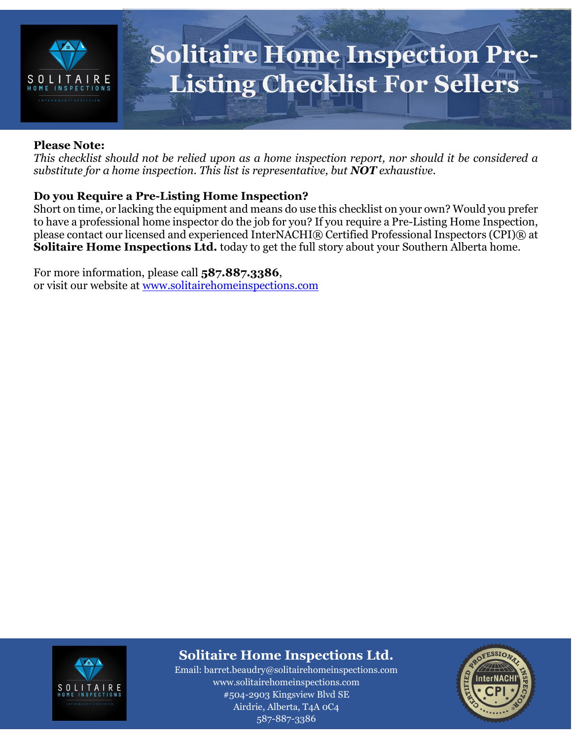# Solitaire Home Inspection Pre-Listing Checklist For Sellers

**Please Note:**
*This checklist should not be relied upon as a home inspection report, nor should it be considered a substitute for a home inspection. This list is representative, but **NOT** exhaustive.*

**Do you Require a Pre-Listing Home Inspection?**
Short on time, or lacking the equipment and means do use this checklist on your own? Would you prefer to have a professional home inspector do the job for you? If you require a Pre-Listing Home Inspection, please contact our licensed and experienced InterNACHI® Certified Professional Inspectors (CPI)® at **Solitaire Home Inspections Ltd.** today to get the full story about your Southern Alberta home.

For more information, please call **587.887.3386**,
or visit our website at www.solitairehomeinspections.com

**Solitaire Home Inspections Ltd.**
Email: barret.beaudry@solitairehomeinspections.com
www.solitairehomeinspections.com
#504-2903 Kingsview Blvd SE
Airdrie, Alberta, T4A 0C4
587-887-3386